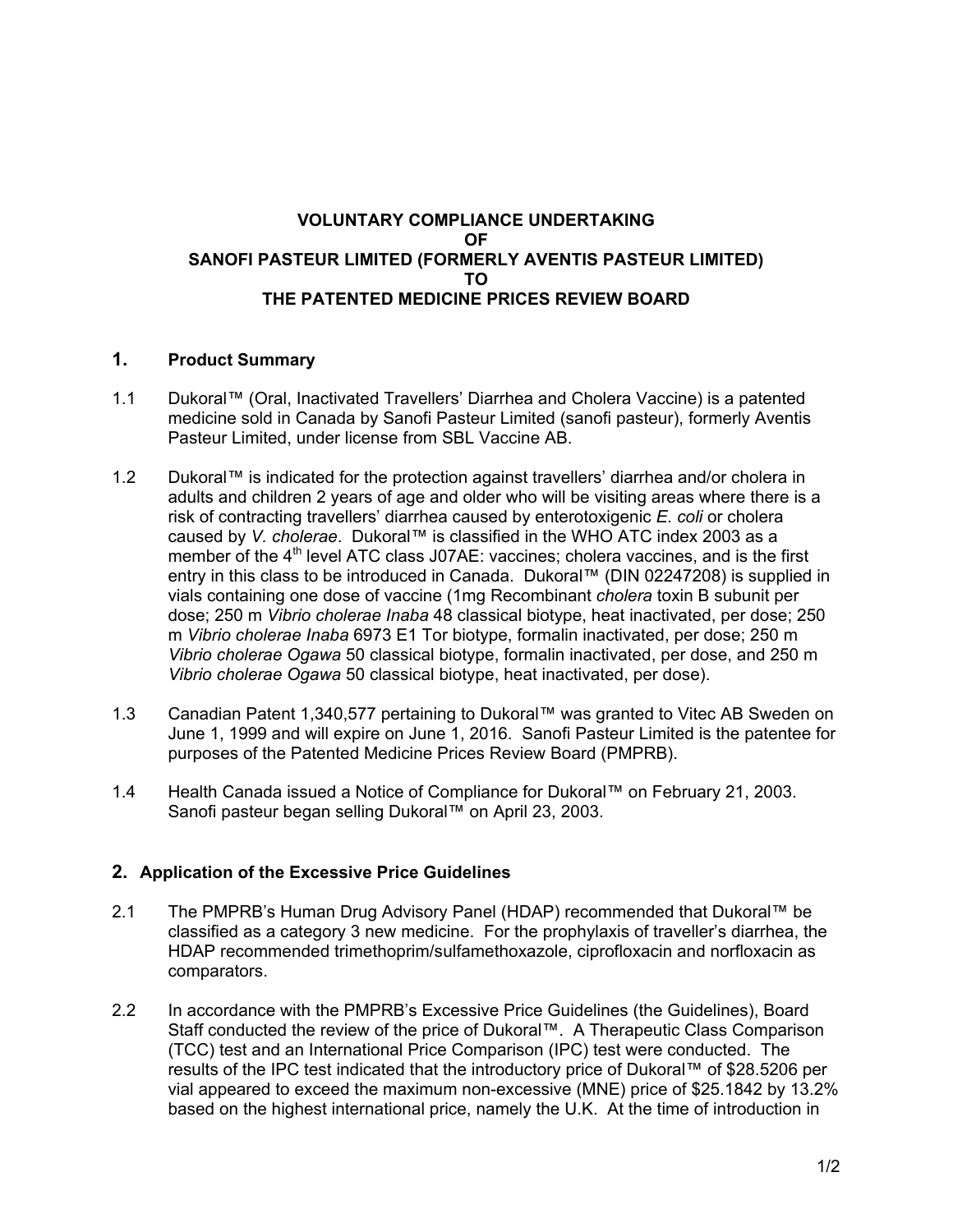# VOLUNTARY COMPLIANCE UNDERTAKING OF SANOFI PASTEUR LIMITED (FORMERLY AVENTIS PASTEUR LIMITED) TO THE PATENTED MEDICINE PRICES REVIEW BOARD

## 1. Product Summary

1.1 Dukoral™ (Oral, Inactivated Travellers' Diarrhea and Cholera Vaccine) is a patented medicine sold in Canada by Sanofi Pasteur Limited (sanofi pasteur), formerly Aventis Pasteur Limited, under license from SBL Vaccine AB.

1.2 Dukoral™ is indicated for the protection against travellers' diarrhea and/or cholera in adults and children 2 years of age and older who will be visiting areas where there is a risk of contracting travellers' diarrhea caused by enterotoxigenic *E. coli* or cholera caused by *V. cholerae*. Dukoral™ is classified in the WHO ATC index 2003 as a member of the 4th level ATC class J07AE: vaccines; cholera vaccines, and is the first entry in this class to be introduced in Canada. Dukoral™ (DIN 02247208) is supplied in vials containing one dose of vaccine (1mg Recombinant *cholera* toxin B subunit per dose; 250 m *Vibrio cholerae Inaba* 48 classical biotype, heat inactivated, per dose; 250 m *Vibrio cholerae Inaba* 6973 E1 Tor biotype, formalin inactivated, per dose; 250 m *Vibrio cholerae Ogawa* 50 classical biotype, formalin inactivated, per dose, and 250 m *Vibrio cholerae Ogawa* 50 classical biotype, heat inactivated, per dose).

1.3 Canadian Patent 1,340,577 pertaining to Dukoral™ was granted to Vitec AB Sweden on June 1, 1999 and will expire on June 1, 2016. Sanofi Pasteur Limited is the patentee for purposes of the Patented Medicine Prices Review Board (PMPRB).

1.4 Health Canada issued a Notice of Compliance for Dukoral™ on February 21, 2003. Sanofi pasteur began selling Dukoral™ on April 23, 2003.

## 2. Application of the Excessive Price Guidelines

2.1 The PMPRB's Human Drug Advisory Panel (HDAP) recommended that Dukoral™ be classified as a category 3 new medicine. For the prophylaxis of traveller's diarrhea, the HDAP recommended trimethoprim/sulfamethoxazole, ciprofloxacin and norfloxacin as comparators.

2.2 In accordance with the PMPRB's Excessive Price Guidelines (the Guidelines), Board Staff conducted the review of the price of Dukoral™. A Therapeutic Class Comparison (TCC) test and an International Price Comparison (IPC) test were conducted. The results of the IPC test indicated that the introductory price of Dukoral™ of $28.5206 per vial appeared to exceed the maximum non-excessive (MNE) price of $25.1842 by 13.2% based on the highest international price, namely the U.K. At the time of introduction in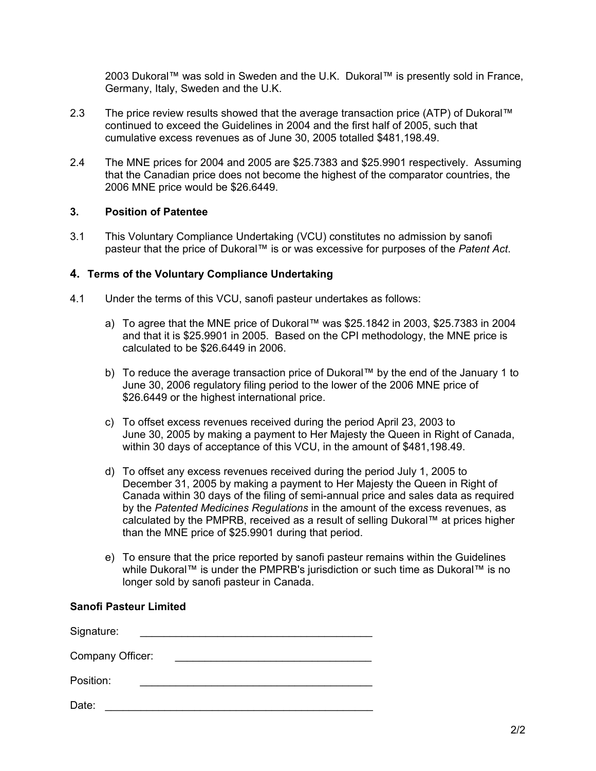2003 Dukoral™ was sold in Sweden and the U.K. Dukoral™ is presently sold in France, Germany, Italy, Sweden and the U.K.

2.3 The price review results showed that the average transaction price (ATP) of Dukoral™ continued to exceed the Guidelines in 2004 and the first half of 2005, such that cumulative excess revenues as of June 30, 2005 totalled $481,198.49.

2.4 The MNE prices for 2004 and 2005 are $25.7383 and $25.9901 respectively. Assuming that the Canadian price does not become the highest of the comparator countries, the 2006 MNE price would be $26.6449.

### 3. Position of Patentee

3.1 This Voluntary Compliance Undertaking (VCU) constitutes no admission by sanofi pasteur that the price of Dukoral™ is or was excessive for purposes of the *Patent Act*.

### 4. Terms of the Voluntary Compliance Undertaking

4.1 Under the terms of this VCU, sanofi pasteur undertakes as follows:

a) To agree that the MNE price of Dukoral™ was $25.1842 in 2003, $25.7383 in 2004 and that it is $25.9901 in 2005. Based on the CPI methodology, the MNE price is calculated to be $26.6449 in 2006.

b) To reduce the average transaction price of Dukoral™ by the end of the January 1 to June 30, 2006 regulatory filing period to the lower of the 2006 MNE price of $26.6449 or the highest international price.

c) To offset excess revenues received during the period April 23, 2003 to June 30, 2005 by making a payment to Her Majesty the Queen in Right of Canada, within 30 days of acceptance of this VCU, in the amount of $481,198.49.

d) To offset any excess revenues received during the period July 1, 2005 to December 31, 2005 by making a payment to Her Majesty the Queen in Right of Canada within 30 days of the filing of semi-annual price and sales data as required by the *Patented Medicines Regulations* in the amount of the excess revenues, as calculated by the PMPRB, received as a result of selling Dukoral™ at prices higher than the MNE price of $25.9901 during that period.

e) To ensure that the price reported by sanofi pasteur remains within the Guidelines while Dukoral™ is under the PMPRB's jurisdiction or such time as Dukoral™ is no longer sold by sanofi pasteur in Canada.

**Sanofi Pasteur Limited**

Signature: \_\_\_\_\_\_\_\_\_\_\_\_\_\_\_\_\_\_\_\_\_\_\_\_\_\_\_\_\_\_\_\_\_\_\_\_\_\_\_\_

Company Officer: \_\_\_\_\_\_\_\_\_\_\_\_\_\_\_\_\_\_\_\_\_\_\_\_\_\_\_\_\_\_\_\_\_\_

Position: \_\_\_\_\_\_\_\_\_\_\_\_\_\_\_\_\_\_\_\_\_\_\_\_\_\_\_\_\_\_\_\_\_\_\_\_\_\_\_\_

Date: \_\_\_\_\_\_\_\_\_\_\_\_\_\_\_\_\_\_\_\_\_\_\_\_\_\_\_\_\_\_\_\_\_\_\_\_\_\_\_\_\_\_\_\_\_\_